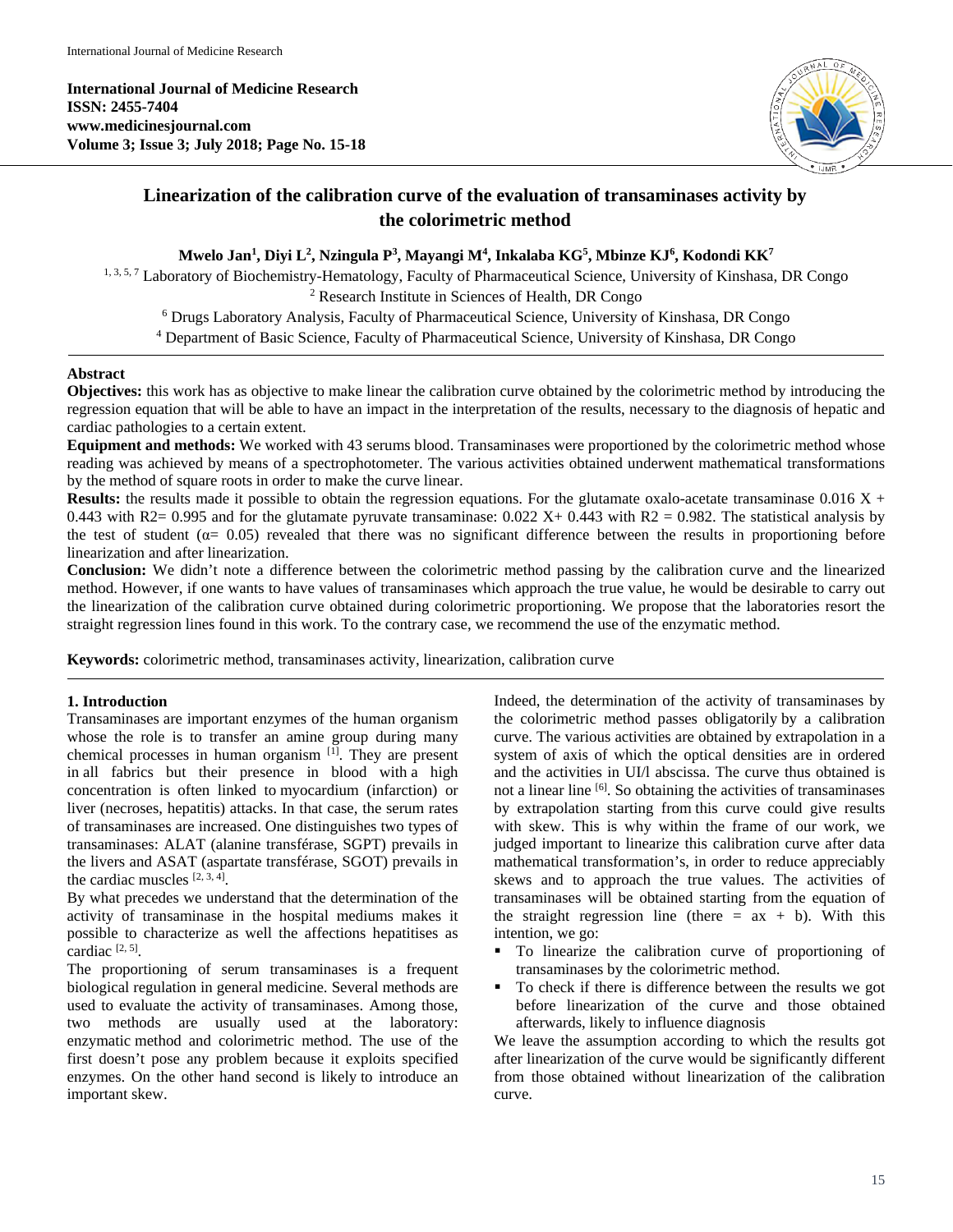# Linearization of the calibration curve of the evaluation of transaminases activity by the colorimetric method

**Mwelo Jan[1], Diyi L[2], Nzingula P[3], Mayangi M[4], Inkalaba KG[5], Mbinze KJ[6], Kodondi KK[7]**

[1, 3, 5, 7] Laboratory of Biochemistry-Hematology, Faculty of Pharmaceutical Science, University of Kinshasa, DR Congo
[2] Research Institute in Sciences of Health, DR Congo
[6] Drugs Laboratory Analysis, Faculty of Pharmaceutical Science, University of Kinshasa, DR Congo
[4] Department of Basic Science, Faculty of Pharmaceutical Science, University of Kinshasa, DR Congo

## Abstract

**Objectives:** this work has as objective to make linear the calibration curve obtained by the colorimetric method by introducing the regression equation that will be able to have an impact in the interpretation of the results, necessary to the diagnosis of hepatic and cardiac pathologies to a certain extent.

**Equipment and methods:** We worked with 43 serums blood. Transaminases were proportioned by the colorimetric method whose reading was achieved by means of a spectrophotometer. The various activities obtained underwent mathematical transformations by the method of square roots in order to make the curve linear.

**Results:** the results made it possible to obtain the regression equations. For the glutamate oxalo-acetate transaminase 0.016 X + 0.443 with R2= 0.995 and for the glutamate pyruvate transaminase: 0.022 X+ 0.443 with R2 = 0.982. The statistical analysis by the test of student ($\alpha$= 0.05) revealed that there was no significant difference between the results in proportioning before linearization and after linearization.

**Conclusion:** We didn't note a difference between the colorimetric method passing by the calibration curve and the linearized method. However, if one wants to have values of transaminases which approach the true value, he would be desirable to carry out the linearization of the calibration curve obtained during colorimetric proportioning. We propose that the laboratories resort the straight regression lines found in this work. To the contrary case, we recommend the use of the enzymatic method.

**Keywords:** colorimetric method, transaminases activity, linearization, calibration curve

## 1. Introduction

Transaminases are important enzymes of the human organism whose the role is to transfer an amine group during many chemical processes in human organism [1]. They are present in all fabrics but their presence in blood with a high concentration is often linked to myocardium (infarction) or liver (necroses, hepatitis) attacks. In that case, the serum rates of transaminases are increased. One distinguishes two types of transaminases: ALAT (alanine transférase, SGPT) prevails in the livers and ASAT (aspartate transférase, SGOT) prevails in the cardiac muscles [2, 3, 4].

By what precedes we understand that the determination of the activity of transaminase in the hospital mediums makes it possible to characterize as well the affections hepatitises as cardiac [2, 5].

The proportioning of serum transaminases is a frequent biological regulation in general medicine. Several methods are used to evaluate the activity of transaminases. Among those, two methods are usually used at the laboratory: enzymatic method and colorimetric method. The use of the first doesn't pose any problem because it exploits specified enzymes. On the other hand second is likely to introduce an important skew.

Indeed, the determination of the activity of transaminases by the colorimetric method passes obligatorily by a calibration curve. The various activities are obtained by extrapolation in a system of axis of which the optical densities are in ordered and the activities in UI/l abscissa. The curve thus obtained is not a linear line [6]. So obtaining the activities of transaminases by extrapolation starting from this curve could give results with skew. This is why within the frame of our work, we judged important to linearize this calibration curve after data mathematical transformation's, in order to reduce appreciably skews and to approach the true values. The activities of transaminases will be obtained starting from the equation of the straight regression line (there = ax + b). With this intention, we go:

- To linearize the calibration curve of proportioning of transaminases by the colorimetric method.
- To check if there is difference between the results we got before linearization of the curve and those obtained afterwards, likely to influence diagnosis

We leave the assumption according to which the results got after linearization of the curve would be significantly different from those obtained without linearization of the calibration curve.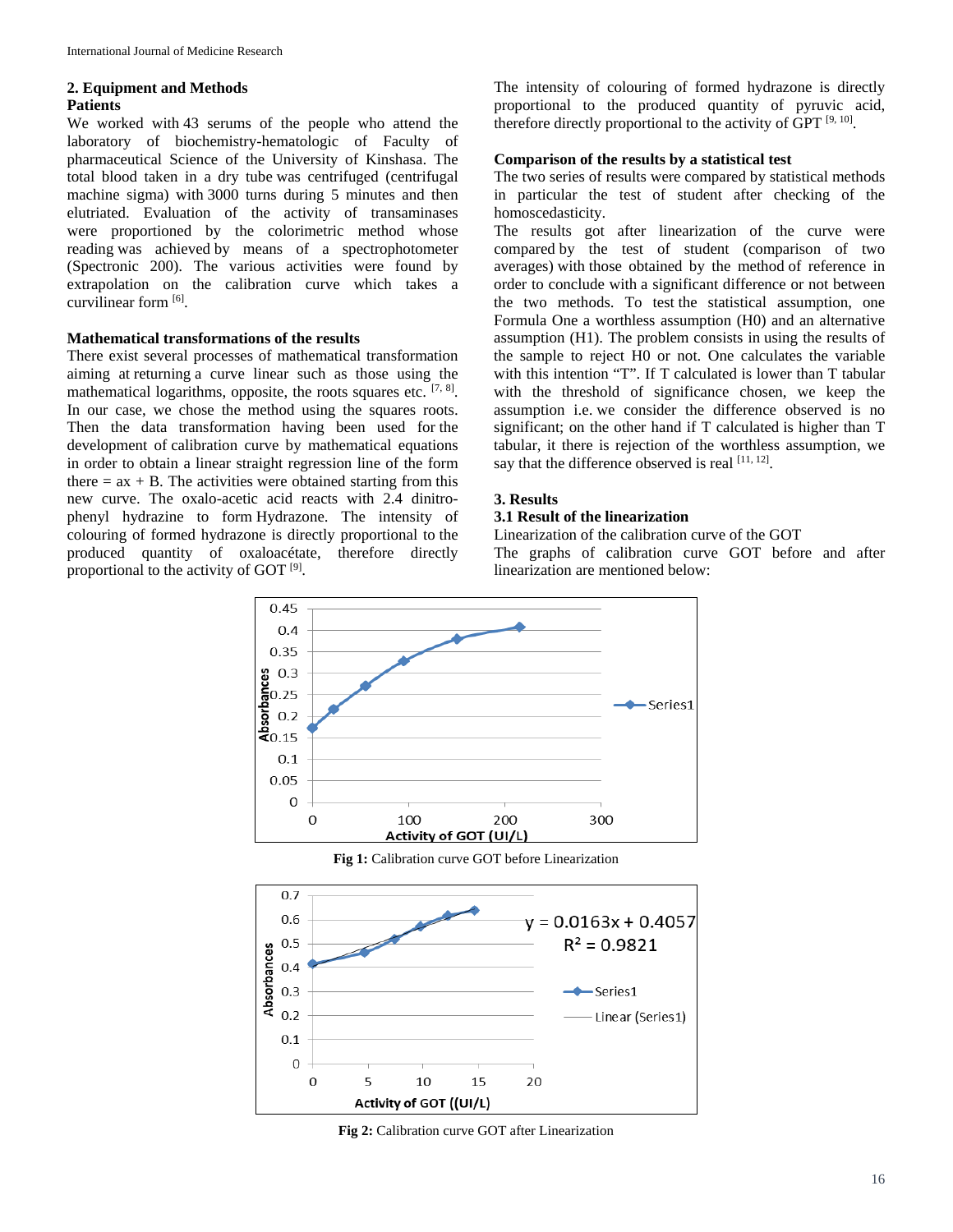## 2. Equipment and Methods

### Patients

We worked with 43 serums of the people who attend the laboratory of biochemistry-hematologic of Faculty of pharmaceutical Science of the University of Kinshasa. The total blood taken in a dry tube was centrifuged (centrifugal machine sigma) with 3000 turns during 5 minutes and then elutriated. Evaluation of the activity of transaminases were proportioned by the colorimetric method whose reading was achieved by means of a spectrophotometer (Spectronic 200). The various activities were found by extrapolation on the calibration curve which takes a curvilinear form [6].

### Mathematical transformations of the results

There exist several processes of mathematical transformation aiming at returning a curve linear such as those using the mathematical logarithms, opposite, the roots squares etc. [7, 8]. In our case, we chose the method using the squares roots. Then the data transformation having been used for the development of calibration curve by mathematical equations in order to obtain a linear straight regression line of the form there = ax + B. The activities were obtained starting from this new curve. The oxalo-acetic acid reacts with 2.4 dinitro-phenyl hydrazine to form Hydrazone. The intensity of colouring of formed hydrazone is directly proportional to the produced quantity of oxaloacétate, therefore directly proportional to the activity of GOT [9].

The intensity of colouring of formed hydrazone is directly proportional to the produced quantity of pyruvic acid, therefore directly proportional to the activity of GPT [9, 10].

### Comparison of the results by a statistical test

The two series of results were compared by statistical methods in particular the test of student after checking of the homoscedasticity.

The results got after linearization of the curve were compared by the test of student (comparison of two averages) with those obtained by the method of reference in order to conclude with a significant difference or not between the two methods. To test the statistical assumption, one Formula One a worthless assumption (H0) and an alternative assumption (H1). The problem consists in using the results of the sample to reject H0 or not. One calculates the variable with this intention "T". If T calculated is lower than T tabular with the threshold of significance chosen, we keep the assumption i.e. we consider the difference observed is no significant; on the other hand if T calculated is higher than T tabular, it there is rejection of the worthless assumption, we say that the difference observed is real [11, 12].

## 3. Results

### 3.1 Result of the linearization

Linearization of the calibration curve of the GOT

The graphs of calibration curve GOT before and after linearization are mentioned below:

**Fig 1:** Calibration curve GOT before Linearization

**Fig 2:** Calibration curve GOT after Linearization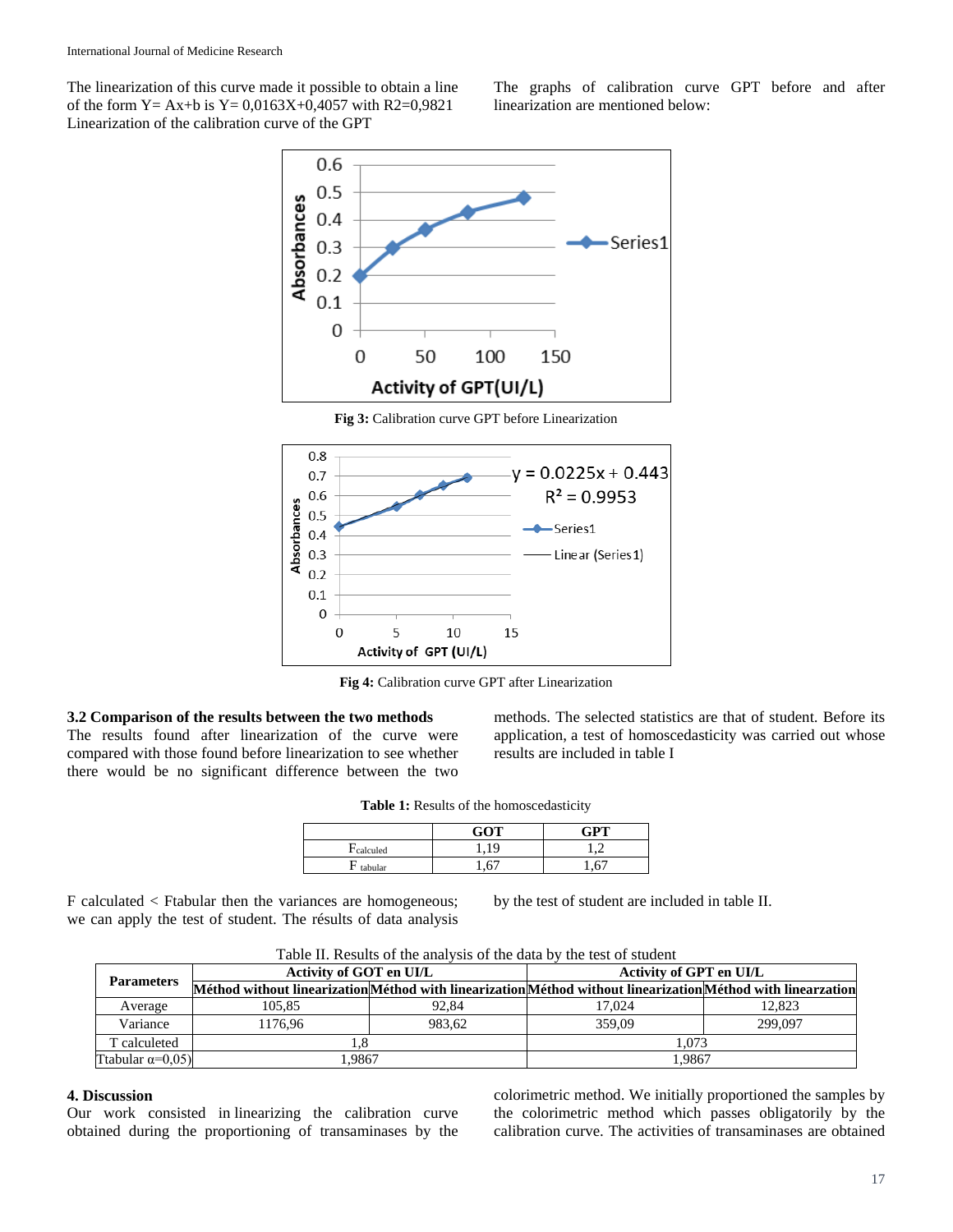The linearization of this curve made it possible to obtain a line of the form Y= Ax+b is Y= 0,0163X+0,4057 with R2=0,9821

Linearization of the calibration curve of the GPT

The graphs of calibration curve GPT before and after linearization are mentioned below:

**Fig 3:** Calibration curve GPT before Linearization

**Fig 4:** Calibration curve GPT after Linearization

### 3.2 Comparison of the results between the two methods

The results found after linearization of the curve were compared with those found before linearization to see whether there would be no significant difference between the two methods. The selected statistics are that of student. Before its application, a test of homoscedasticity was carried out whose results are included in table I

**Table 1:** Results of the homoscedasticity

| | GOT | GPT |
|---|---|---|
| $F_{calculed}$ | 1,19 | 1,2 |
| $F_{tabular}$ | 1,67 | 1,67 |

F calculated < Ftabular then the variances are homogeneous; we can apply the test of student. The résults of data analysis by the test of student are included in table II.

Table II. Results of the analysis of the data by the test of student

| Parameters | Activity of GOT en UI/L | | Activity of GPT en UI/L | |
|---|---|---|---|---|
| | Méthod without linearization | Méthod with linearization | Méthod without linearization | Méthod with linearzation |
| Average | 105,85 | 92,84 | 17,024 | 12,823 |
| Variance | 1176,96 | 983,62 | 359,09 | 299,097 |
| T calculeted | 1,8 | | 1,073 | |
| Ttabular $\alpha$=0,05) | 1,9867 | | 1,9867 | |

## 4. Discussion

Our work consisted in linearizing the calibration curve obtained during the proportioning of transaminases by the colorimetric method. We initially proportioned the samples by the colorimetric method which passes obligatorily by the calibration curve. The activities of transaminases are obtained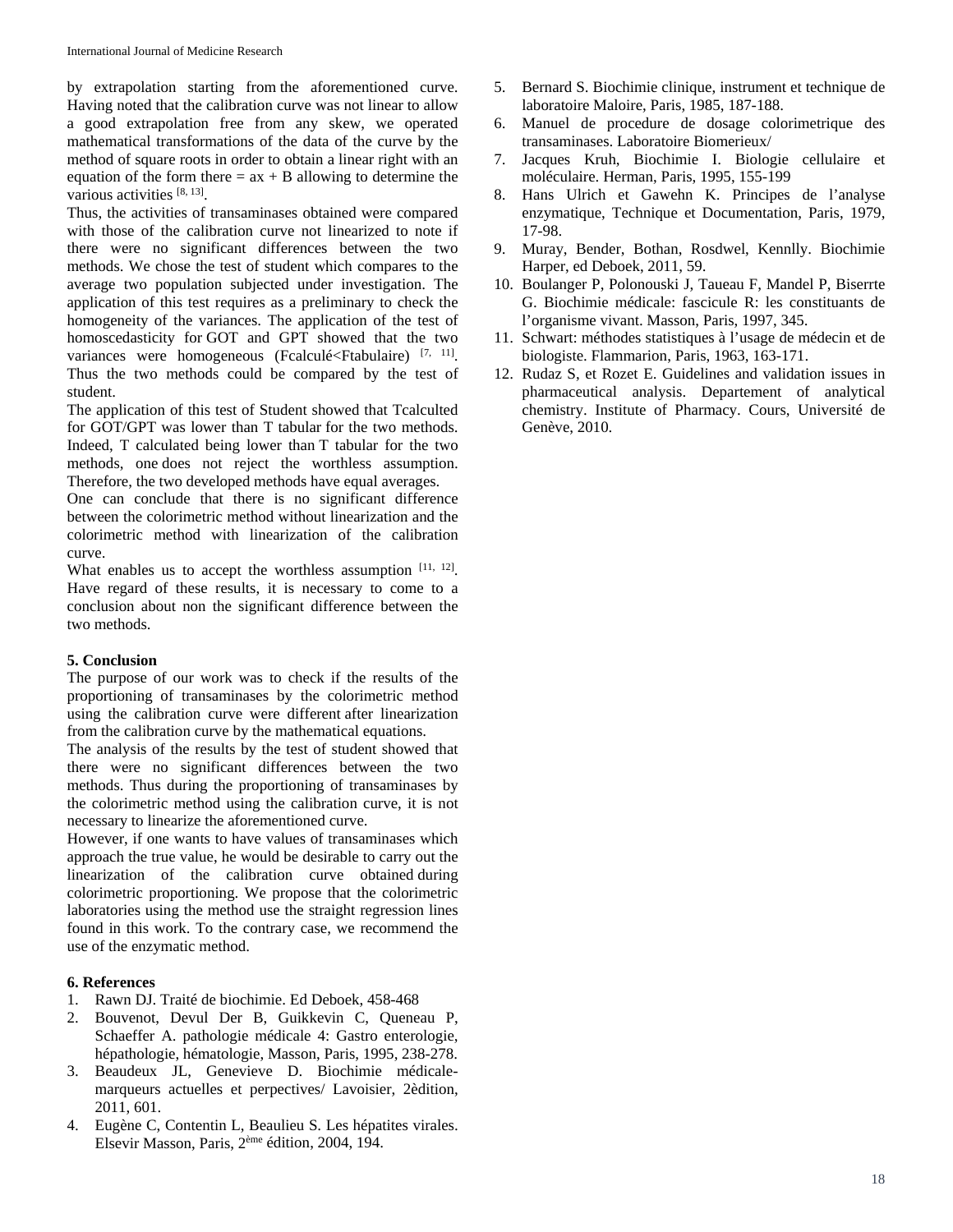by extrapolation starting from the aforementioned curve. Having noted that the calibration curve was not linear to allow a good extrapolation free from any skew, we operated mathematical transformations of the data of the curve by the method of square roots in order to obtain a linear right with an equation of the form there = ax + B allowing to determine the various activities [8, 13].

Thus, the activities of transaminases obtained were compared with those of the calibration curve not linearized to note if there were no significant differences between the two methods. We chose the test of student which compares to the average two population subjected under investigation. The application of this test requires as a preliminary to check the homogeneity of the variances. The application of the test of homoscedasticity for GOT and GPT showed that the two variances were homogeneous (Fcalculé<Ftabulaire) [7, 11]. Thus the two methods could be compared by the test of student.

The application of this test of Student showed that Tcalculted for GOT/GPT was lower than T tabular for the two methods. Indeed, T calculated being lower than T tabular for the two methods, one does not reject the worthless assumption. Therefore, the two developed methods have equal averages.

One can conclude that there is no significant difference between the colorimetric method without linearization and the colorimetric method with linearization of the calibration curve.

What enables us to accept the worthless assumption [11, 12]. Have regard of these results, it is necessary to come to a conclusion about non the significant difference between the two methods.

## 5. Conclusion

The purpose of our work was to check if the results of the proportioning of transaminases by the colorimetric method using the calibration curve were different after linearization from the calibration curve by the mathematical equations.

The analysis of the results by the test of student showed that there were no significant differences between the two methods. Thus during the proportioning of transaminases by the colorimetric method using the calibration curve, it is not necessary to linearize the aforementioned curve.

However, if one wants to have values of transaminases which approach the true value, he would be desirable to carry out the linearization of the calibration curve obtained during colorimetric proportioning. We propose that the colorimetric laboratories using the method use the straight regression lines found in this work. To the contrary case, we recommend the use of the enzymatic method.

## 6. References

1. Rawn DJ. Traité de biochimie. Ed Deboek, 458-468
2. Bouvenot, Devul Der B, Guikkevin C, Queneau P, Schaeffer A. pathologie médicale 4: Gastro enterologie, hépathologie, hématologie, Masson, Paris, 1995, 238-278.
3. Beaudeux JL, Genevieve D. Biochimie médicale-marqueurs actuelles et perpectives/ Lavoisier, 2èdition, 2011, 601.
4. Eugène C, Contentin L, Beaulieu S. Les hépatites virales. Elsevir Masson, Paris, 2ème édition, 2004, 194.
5. Bernard S. Biochimie clinique, instrument et technique de laboratoire Maloire, Paris, 1985, 187-188.
6. Manuel de procedure de dosage colorimetrique des transaminases. Laboratoire Biomerieux/
7. Jacques Kruh, Biochimie I. Biologie cellulaire et moléculaire. Herman, Paris, 1995, 155-199
8. Hans Ulrich et Gawehn K. Principes de l'analyse enzymatique, Technique et Documentation, Paris, 1979, 17-98.
9. Muray, Bender, Bothan, Rosdwel, Kennlly. Biochimie Harper, ed Deboek, 2011, 59.
10. Boulanger P, Polonouski J, Taueau F, Mandel P, Biserrte G. Biochimie médicale: fascicule R: les constituants de l'organisme vivant. Masson, Paris, 1997, 345.
11. Schwart: méthodes statistiques à l'usage de médecin et de biologiste. Flammarion, Paris, 1963, 163-171.
12. Rudaz S, et Rozet E. Guidelines and validation issues in pharmaceutical analysis. Departement of analytical chemistry. Institute of Pharmacy. Cours, Université de Genève, 2010.